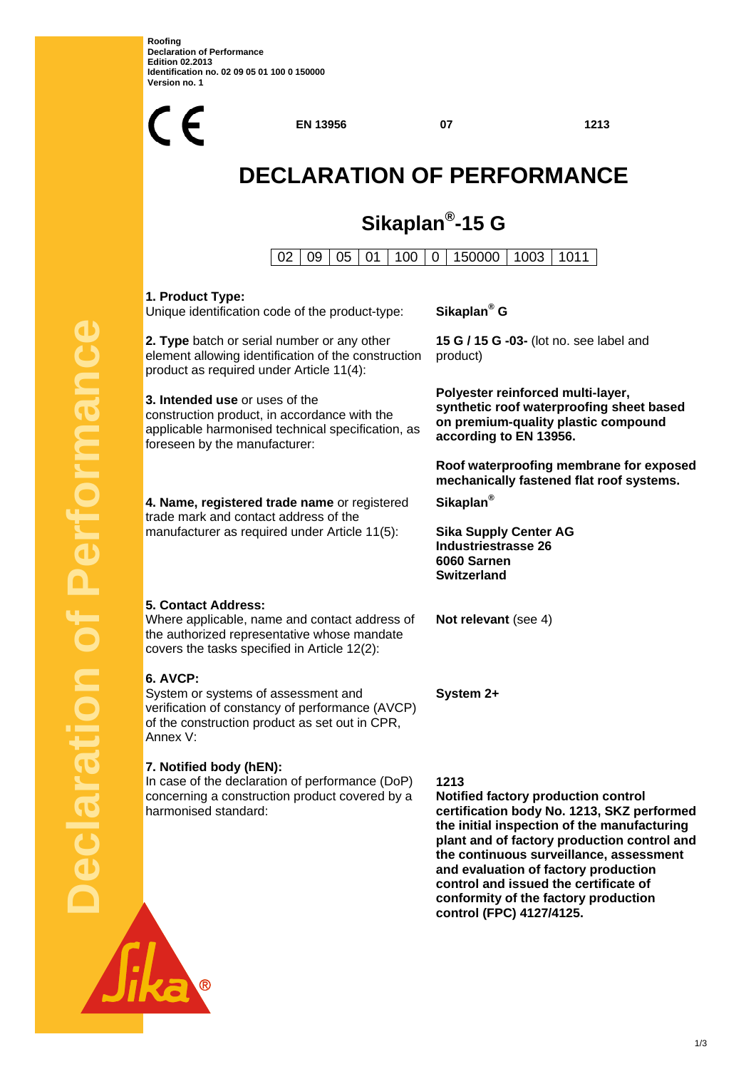**Roofing**
**Declaration of Performance**
**Edition 02.2013**
**Identification no. 02 09 05 01 100 0 150000**
**Version no. 1**

CE **EN 13956** **07** **1213**

# DECLARATION OF PERFORMANCE

## Sikaplan®-15 G

| 02 | 09 | 05 | 01 | 100 | 0 | 150000 | 1003 | 1011 |
|---|---|---|---|---|---|---|---|---|

**1. Product Type:**
Unique identification code of the product-type: **Sikaplan® G**

**2. Type** batch or serial number or any other element allowing identification of the construction product as required under Article 11(4): **15 G / 15 G -03-** (lot no. see label and product)

**3. Intended use** or uses of the construction product, in accordance with the applicable harmonised technical specification, as foreseen by the manufacturer: **Polyester reinforced multi-layer, synthetic roof waterproofing sheet based on premium-quality plastic compound according to EN 13956.**

**Roof waterproofing membrane for exposed mechanically fastened flat roof systems.**

**4. Name, registered trade name** or registered trade mark and contact address of the manufacturer as required under Article 11(5): **Sikaplan®**

**Sika Supply Center AG**
**Industriestrasse 26**
**6060 Sarnen**
**Switzerland**

**5. Contact Address:**
Where applicable, name and contact address of the authorized representative whose mandate covers the tasks specified in Article 12(2): **Not relevant** (see 4)

**6. AVCP:**
System or systems of assessment and verification of constancy of performance (AVCP) of the construction product as set out in CPR, Annex V: **System 2+**

**7. Notified body (hEN):**
In case of the declaration of performance (DoP) concerning a construction product covered by a harmonised standard: **1213**
**Notified factory production control certification body No. 1213, SKZ performed the initial inspection of the manufacturing plant and of factory production control and the continuous surveillance, assessment and evaluation of factory production control and issued the certificate of conformity of the factory production control (FPC) 4127/4125.**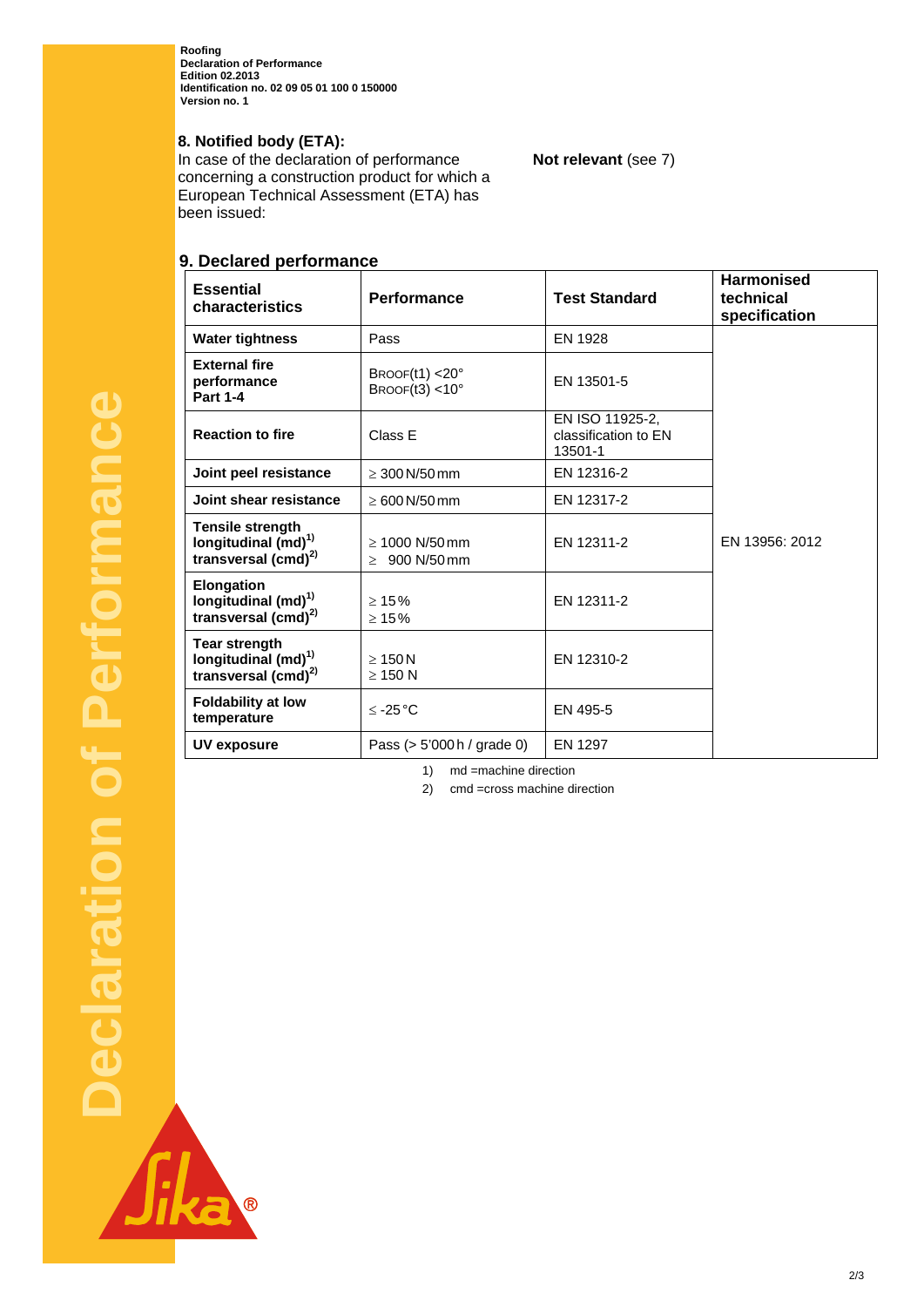## 8. Notified body (ETA):

In case of the declaration of performance concerning a construction product for which a European Technical Assessment (ETA) has been issued: **Not relevant** (see 7)

## 9. Declared performance

| Essential characteristics | Performance | Test Standard | Harmonised technical specification |
|---|---|---|---|
| **Water tightness** | Pass | EN 1928 | EN 13956: 2012 |
| **External fire performance Part 1-4** | BROOF(t1) <20°<br>BROOF(t3) <10° | EN 13501-5 | |
| **Reaction to fire** | Class E | EN ISO 11925-2, classification to EN 13501-1 | |
| **Joint peel resistance** | ≥ 300 N/50 mm | EN 12316-2 | |
| **Joint shear resistance** | ≥ 600 N/50 mm | EN 12317-2 | |
| **Tensile strength longitudinal (md)[1] transversal (cmd)[2]** | ≥ 1000 N/50 mm<br>≥ 900 N/50 mm | EN 12311-2 | |
| **Elongation longitudinal (md)[1] transversal (cmd)[2]** | ≥ 15 %<br>≥ 15 % | EN 12311-2 | |
| **Tear strength longitudinal (md)[1] transversal (cmd)[2]** | ≥ 150 N<br>≥ 150 N | EN 12310-2 | |
| **Foldability at low temperature** | ≤ -25 °C | EN 495-5 | |
| **UV exposure** | Pass (> 5'000 h / grade 0) | EN 1297 | |

1) md =machine direction

2) cmd =cross machine direction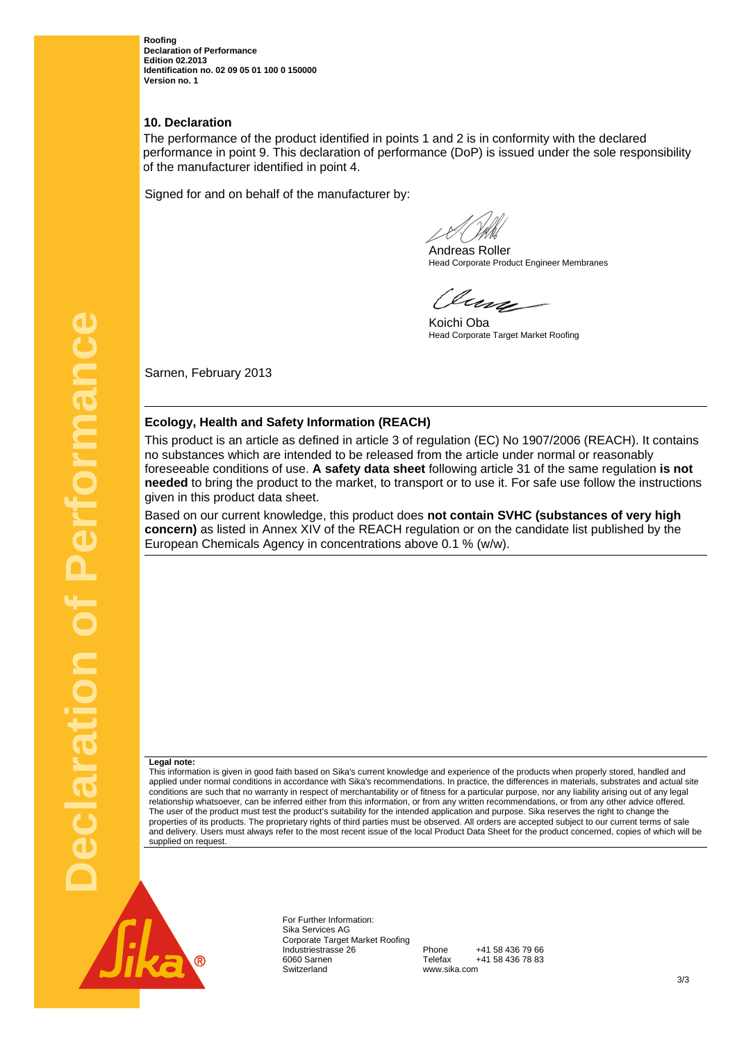**Roofing**
**Declaration of Performance**
**Edition 02.2013**
**Identification no. 02 09 05 01 100 0 150000**
**Version no. 1**

## 10. Declaration

The performance of the product identified in points 1 and 2 is in conformity with the declared performance in point 9. This declaration of performance (DoP) is issued under the sole responsibility of the manufacturer identified in point 4.

Signed for and on behalf of the manufacturer by:

Andreas Roller
Head Corporate Product Engineer Membranes

Koichi Oba
Head Corporate Target Market Roofing

Sarnen, February 2013

## Ecology, Health and Safety Information (REACH)

This product is an article as defined in article 3 of regulation (EC) No 1907/2006 (REACH). It contains no substances which are intended to be released from the article under normal or reasonably foreseeable conditions of use. **A safety data sheet** following article 31 of the same regulation **is not needed** to bring the product to the market, to transport or to use it. For safe use follow the instructions given in this product data sheet.

Based on our current knowledge, this product does **not contain SVHC (substances of very high concern)** as listed in Annex XIV of the REACH regulation or on the candidate list published by the European Chemicals Agency in concentrations above 0.1 % (w/w).

**Legal note:**
This information is given in good faith based on Sika's current knowledge and experience of the products when properly stored, handled and applied under normal conditions in accordance with Sika's recommendations. In practice, the differences in materials, substrates and actual site conditions are such that no warranty in respect of merchantability or of fitness for a particular purpose, nor any liability arising out of any legal relationship whatsoever, can be inferred either from this information, or from any written recommendations, or from any other advice offered. The user of the product must test the product's suitability for the intended application and purpose. Sika reserves the right to change the properties of its products. The proprietary rights of third parties must be observed. All orders are accepted subject to our current terms of sale and delivery. Users must always refer to the most recent issue of the local Product Data Sheet for the product concerned, copies of which will be supplied on request.

For Further Information:
Sika Services AG
Corporate Target Market Roofing
Industriestrasse 26
6060 Sarnen
Switzerland

Phone +41 58 436 79 66
Telefax +41 58 436 78 83
www.sika.com